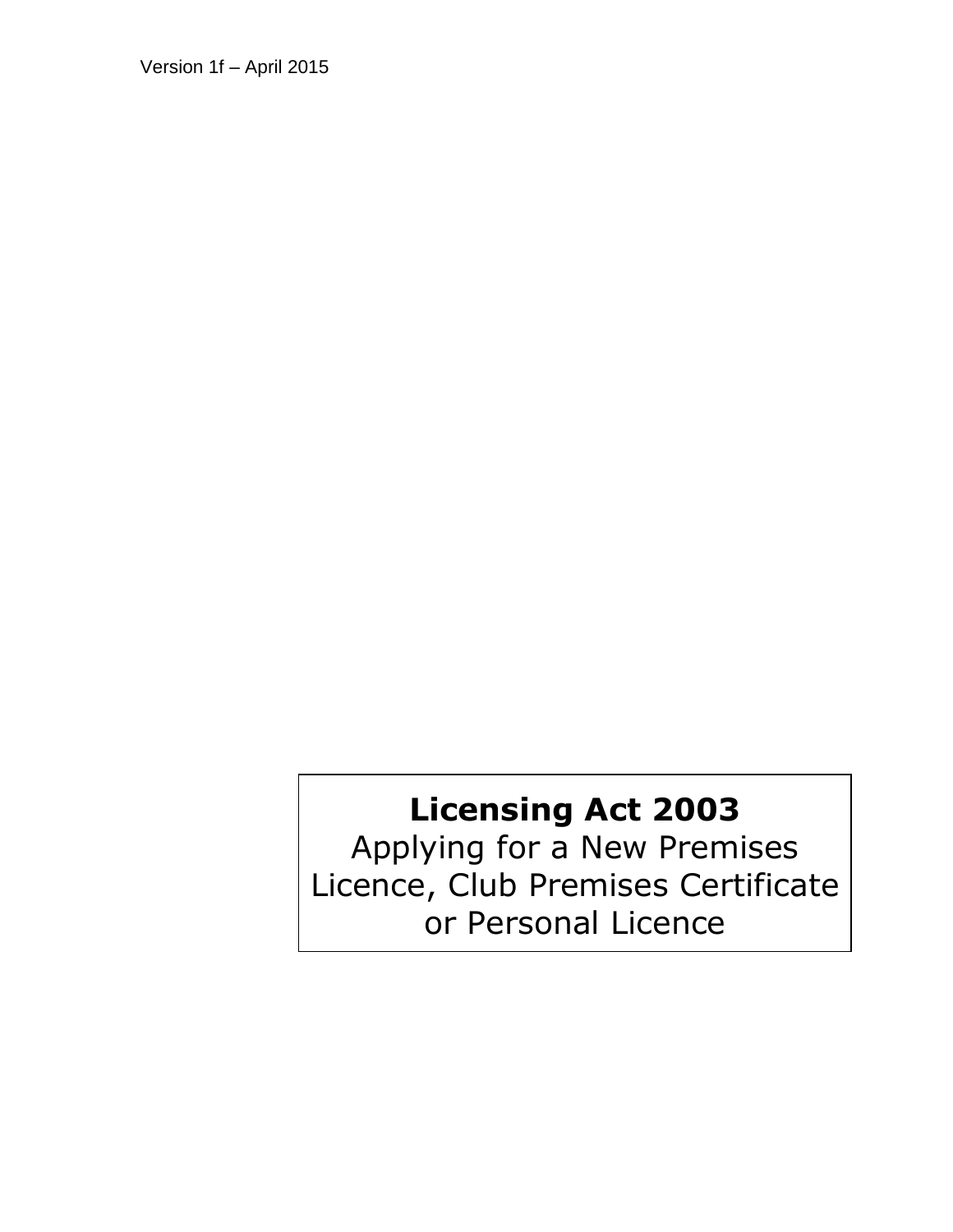Version 1f – April 2015

# Licensing Act 2003

Applying for a New Premises Licence, Club Premises Certificate or Personal Licence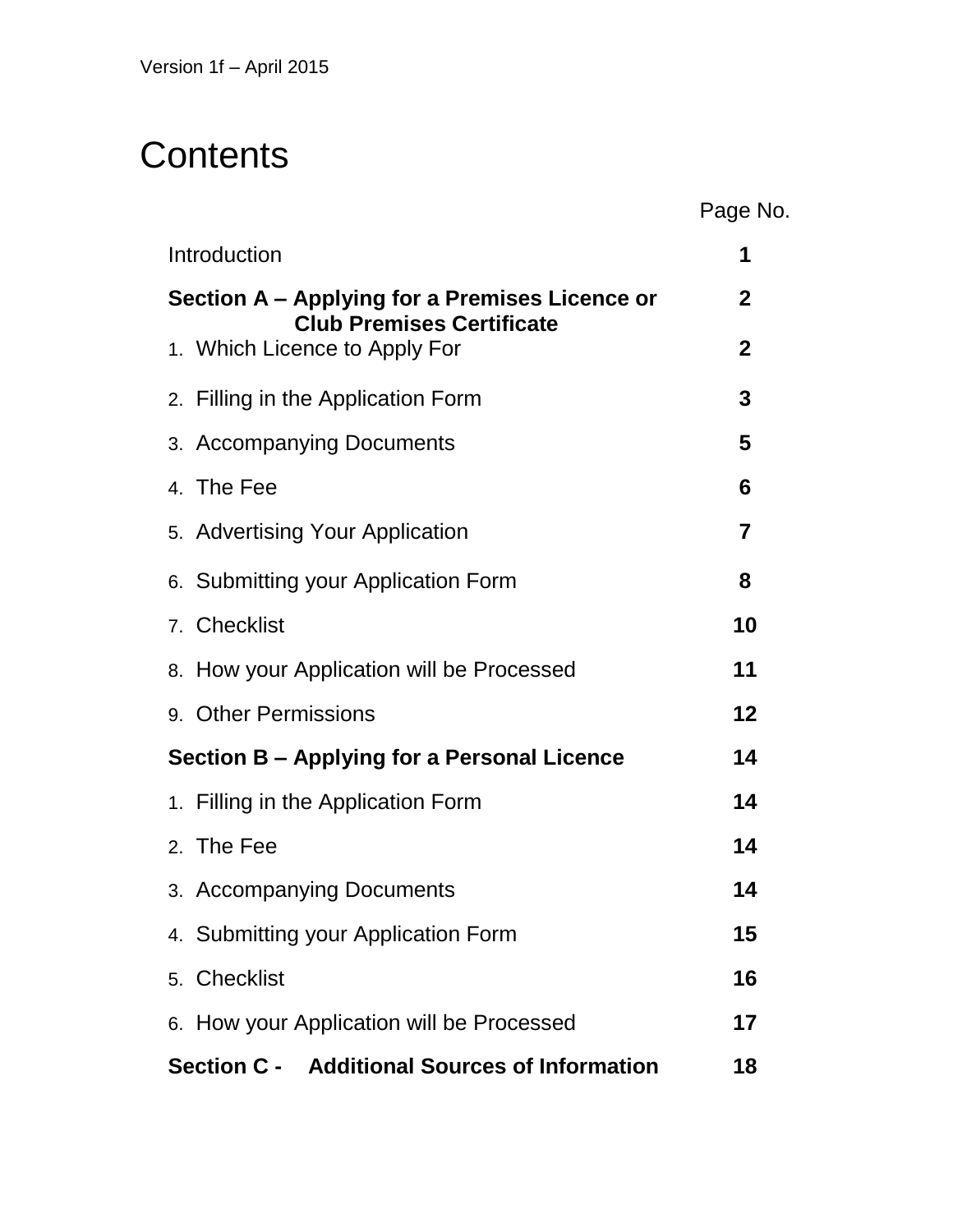Version 1f – April 2015

# Contents

| | Page No. |
|---|---|
| Introduction | **1** |
| **Section A – Applying for a Premises Licence or Club Premises Certificate** | **2** |
| 1. Which Licence to Apply For | **2** |
| 2. Filling in the Application Form | **3** |
| 3. Accompanying Documents | **5** |
| 4. The Fee | **6** |
| 5. Advertising Your Application | **7** |
| 6. Submitting your Application Form | **8** |
| 7. Checklist | **10** |
| 8. How your Application will be Processed | **11** |
| 9. Other Permissions | **12** |
| **Section B – Applying for a Personal Licence** | **14** |
| 1. Filling in the Application Form | **14** |
| 2. The Fee | **14** |
| 3. Accompanying Documents | **14** |
| 4. Submitting your Application Form | **15** |
| 5. Checklist | **16** |
| 6. How your Application will be Processed | **17** |
| **Section C - Additional Sources of Information** | **18** |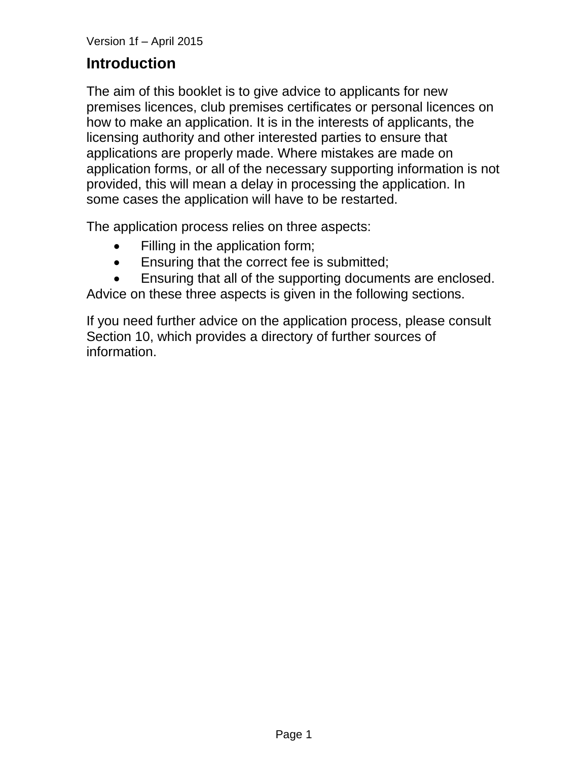## Introduction

The aim of this booklet is to give advice to applicants for new premises licences, club premises certificates or personal licences on how to make an application. It is in the interests of applicants, the licensing authority and other interested parties to ensure that applications are properly made. Where mistakes are made on application forms, or all of the necessary supporting information is not provided, this will mean a delay in processing the application. In some cases the application will have to be restarted.

The application process relies on three aspects:

- Filling in the application form;
- Ensuring that the correct fee is submitted;
- Ensuring that all of the supporting documents are enclosed.

Advice on these three aspects is given in the following sections.

If you need further advice on the application process, please consult Section 10, which provides a directory of further sources of information.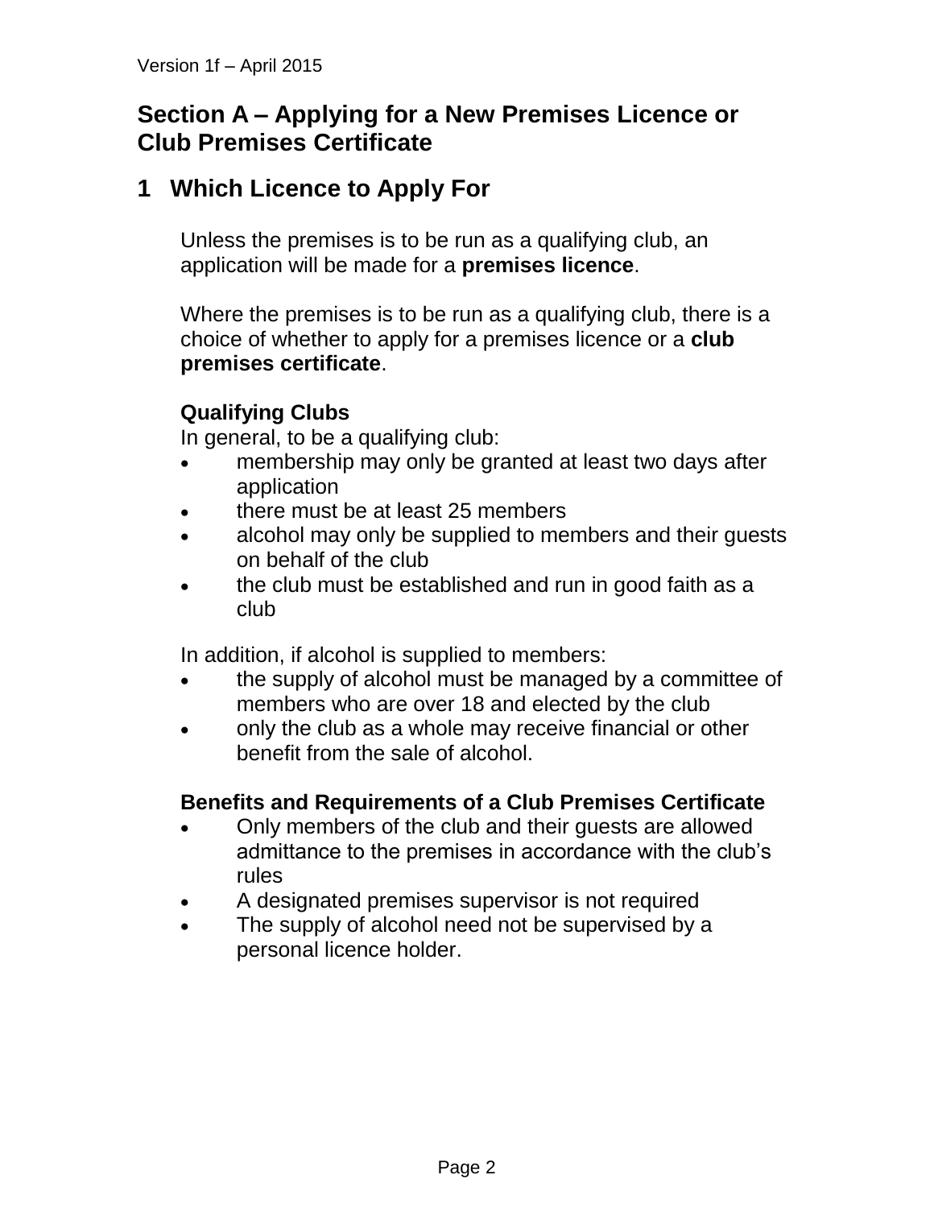## Section A – Applying for a New Premises Licence or Club Premises Certificate

## 1 Which Licence to Apply For

Unless the premises is to be run as a qualifying club, an application will be made for a **premises licence**.

Where the premises is to be run as a qualifying club, there is a choice of whether to apply for a premises licence or a **club premises certificate**.

### Qualifying Clubs

In general, to be a qualifying club:

- membership may only be granted at least two days after application
- there must be at least 25 members
- alcohol may only be supplied to members and their guests on behalf of the club
- the club must be established and run in good faith as a club

In addition, if alcohol is supplied to members:

- the supply of alcohol must be managed by a committee of members who are over 18 and elected by the club
- only the club as a whole may receive financial or other benefit from the sale of alcohol.

### Benefits and Requirements of a Club Premises Certificate

- Only members of the club and their guests are allowed admittance to the premises in accordance with the club's rules
- A designated premises supervisor is not required
- The supply of alcohol need not be supervised by a personal licence holder.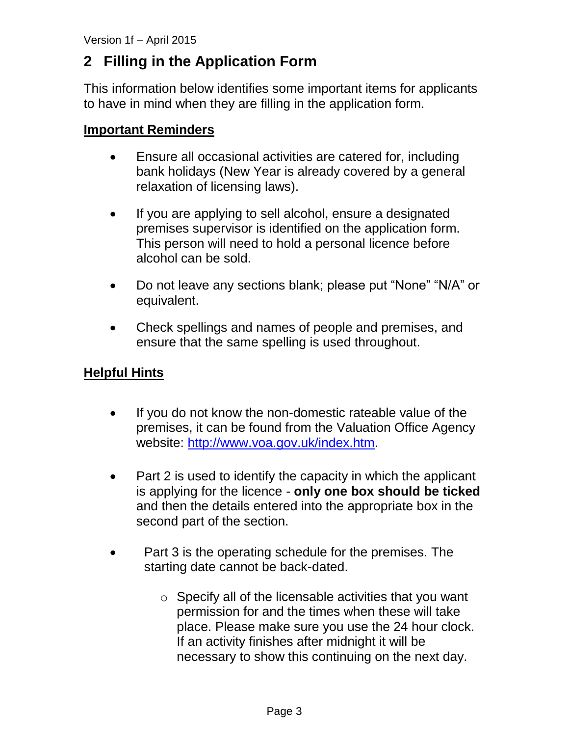## 2 Filling in the Application Form

This information below identifies some important items for applicants to have in mind when they are filling in the application form.

**Important Reminders**

- Ensure all occasional activities are catered for, including bank holidays (New Year is already covered by a general relaxation of licensing laws).
- If you are applying to sell alcohol, ensure a designated premises supervisor is identified on the application form. This person will need to hold a personal licence before alcohol can be sold.
- Do not leave any sections blank; please put "None" "N/A" or equivalent.
- Check spellings and names of people and premises, and ensure that the same spelling is used throughout.

**Helpful Hints**

- If you do not know the non-domestic rateable value of the premises, it can be found from the Valuation Office Agency website: http://www.voa.gov.uk/index.htm.
- Part 2 is used to identify the capacity in which the applicant is applying for the licence - **only one box should be ticked** and then the details entered into the appropriate box in the second part of the section.
- Part 3 is the operating schedule for the premises. The starting date cannot be back-dated.
  - Specify all of the licensable activities that you want permission for and the times when these will take place. Please make sure you use the 24 hour clock. If an activity finishes after midnight it will be necessary to show this continuing on the next day.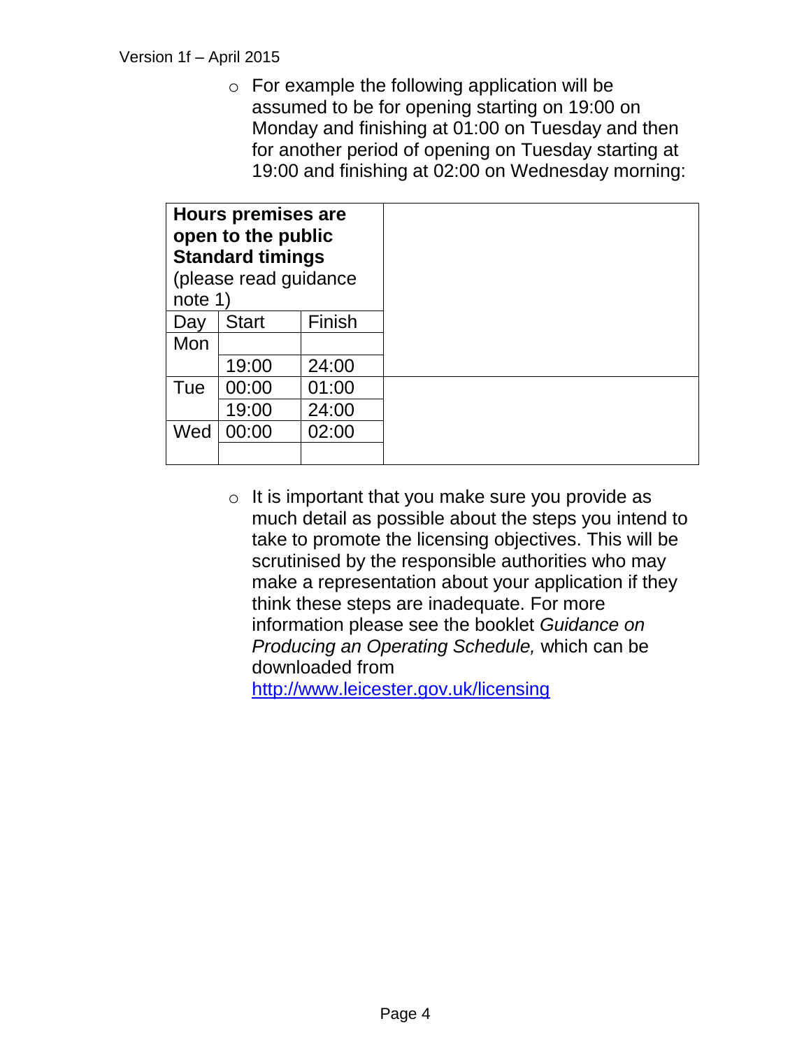- For example the following application will be assumed to be for opening starting on 19:00 on Monday and finishing at 01:00 on Tuesday and then for another period of opening on Tuesday starting at 19:00 and finishing at 02:00 on Wednesday morning:

| **Hours premises are open to the public Standard timings** (please read guidance note 1) | | | |
|---|---|---|---|
| Day | Start | Finish | |
| Mon | | | |
| | 19:00 | 24:00 | |
| Tue | 00:00 | 01:00 | |
| | 19:00 | 24:00 | |
| Wed | 00:00 | 02:00 | |
| | | | |

- It is important that you make sure you provide as much detail as possible about the steps you intend to take to promote the licensing objectives. This will be scrutinised by the responsible authorities who may make a representation about your application if they think these steps are inadequate. For more information please see the booklet *Guidance on Producing an Operating Schedule,* which can be downloaded from [http://www.leicester.gov.uk/licensing](http://www.leicester.gov.uk/licensing)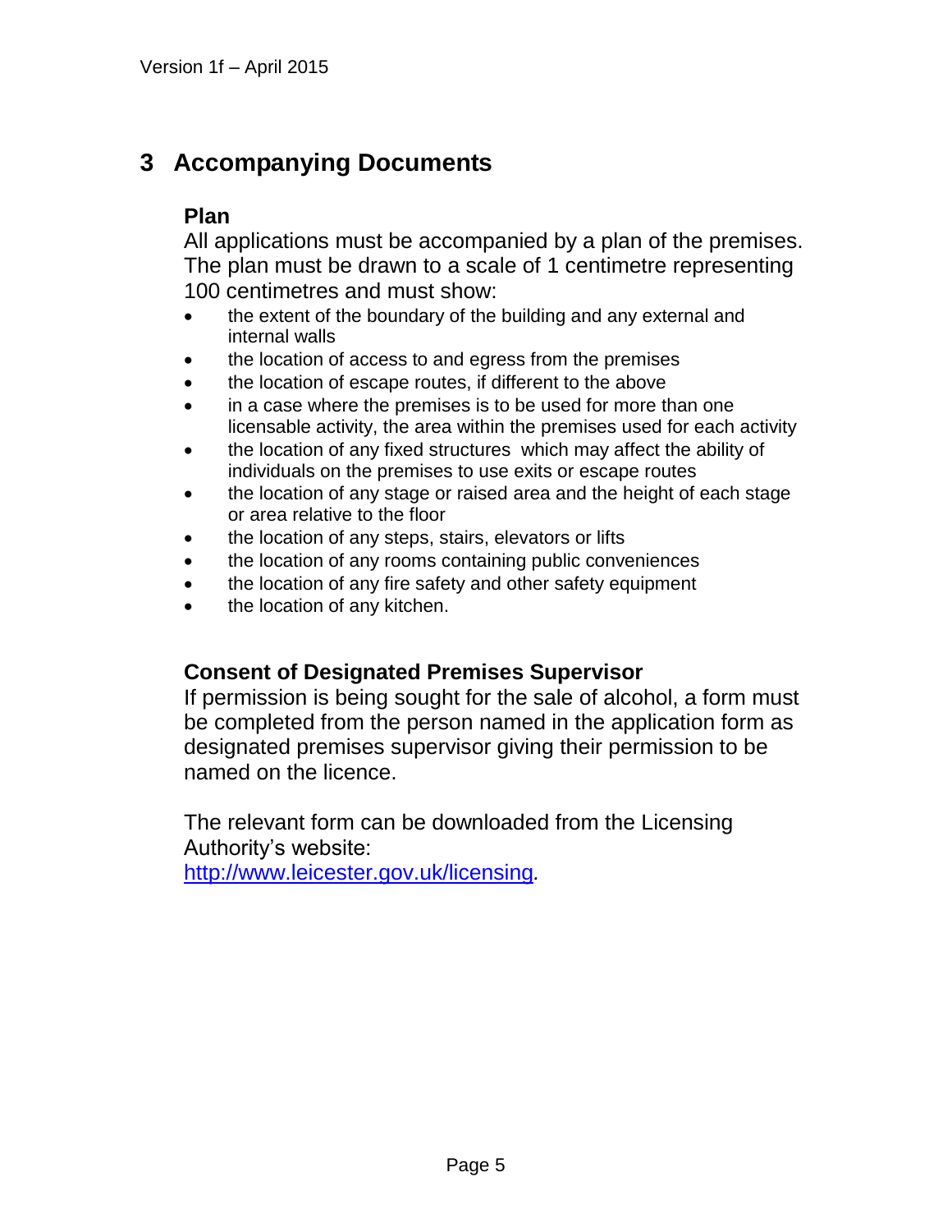## 3 Accompanying Documents

### Plan

All applications must be accompanied by a plan of the premises. The plan must be drawn to a scale of 1 centimetre representing 100 centimetres and must show:

- the extent of the boundary of the building and any external and internal walls
- the location of access to and egress from the premises
- the location of escape routes, if different to the above
- in a case where the premises is to be used for more than one licensable activity, the area within the premises used for each activity
- the location of any fixed structures which may affect the ability of individuals on the premises to use exits or escape routes
- the location of any stage or raised area and the height of each stage or area relative to the floor
- the location of any steps, stairs, elevators or lifts
- the location of any rooms containing public conveniences
- the location of any fire safety and other safety equipment
- the location of any kitchen.

### Consent of Designated Premises Supervisor

If permission is being sought for the sale of alcohol, a form must be completed from the person named in the application form as designated premises supervisor giving their permission to be named on the licence.

The relevant form can be downloaded from the Licensing Authority's website:
[http://www.leicester.gov.uk/licensing](http://www.leicester.gov.uk/licensing).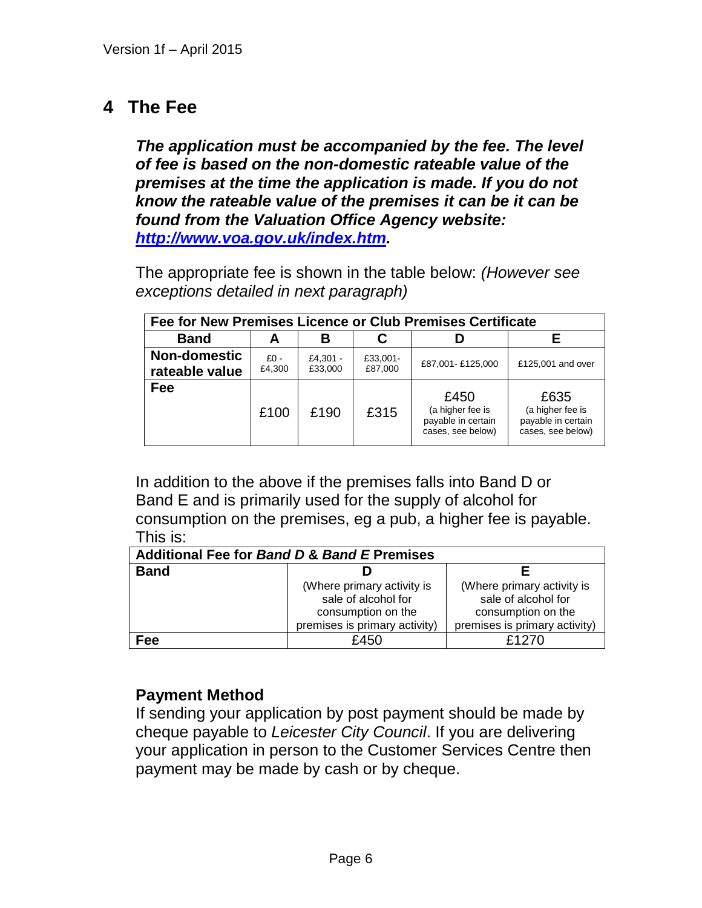## 4 The Fee

***The application must be accompanied by the fee. The level of fee is based on the non-domestic rateable value of the premises at the time the application is made. If you do not know the rateable value of the premises it can be it can be found from the Valuation Office Agency website: [http://www.voa.gov.uk/index.htm](http://www.voa.gov.uk/index.htm).***

The appropriate fee is shown in the table below: *(However see exceptions detailed in next paragraph)*

| Fee for New Premises Licence or Club Premises Certificate | | | | | |
|---|---|---|---|---|---|
| **Band** | **A** | **B** | **C** | **D** | **E** |
| **Non-domestic rateable value** | £0 - £4,300 | £4,301 - £33,000 | £33,001- £87,000 | £87,001- £125,000 | £125,001 and over |
| **Fee** | £100 | £190 | £315 | £450 (a higher fee is payable in certain cases, see below) | £635 (a higher fee is payable in certain cases, see below) |

In addition to the above if the premises falls into Band D or Band E and is primarily used for the supply of alcohol for consumption on the premises, eg a pub, a higher fee is payable. This is:

| Additional Fee for *Band D* & *Band E* Premises | | |
|---|---|---|
| **Band** | **D** (Where primary activity is sale of alcohol for consumption on the premises is primary activity) | **E** (Where primary activity is sale of alcohol for consumption on the premises is primary activity) |
| **Fee** | £450 | £1270 |

### Payment Method

If sending your application by post payment should be made by cheque payable to *Leicester City Council*. If you are delivering your application in person to the Customer Services Centre then payment may be made by cash or by cheque.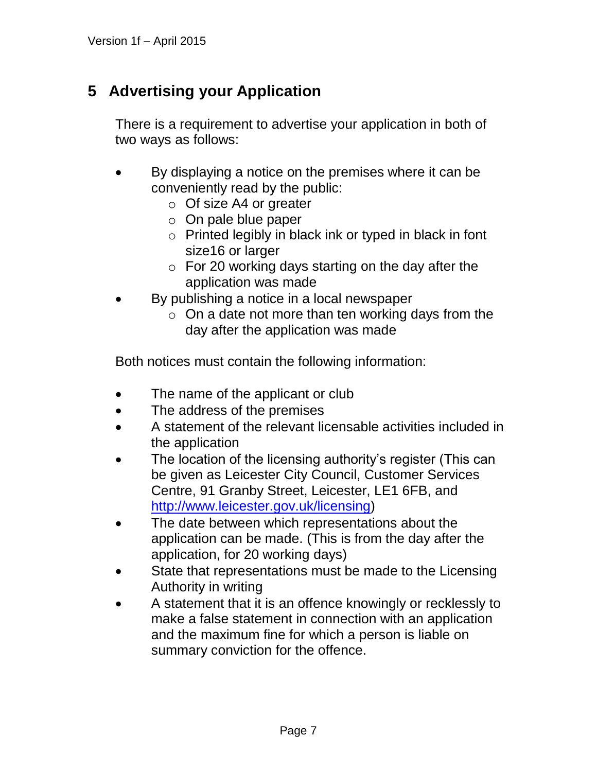## 5 Advertising your Application

There is a requirement to advertise your application in both of two ways as follows:

- By displaying a notice on the premises where it can be conveniently read by the public:
  - Of size A4 or greater
  - On pale blue paper
  - Printed legibly in black ink or typed in black in font size16 or larger
  - For 20 working days starting on the day after the application was made
- By publishing a notice in a local newspaper
  - On a date not more than ten working days from the day after the application was made

Both notices must contain the following information:

- The name of the applicant or club
- The address of the premises
- A statement of the relevant licensable activities included in the application
- The location of the licensing authority's register (This can be given as Leicester City Council, Customer Services Centre, 91 Granby Street, Leicester, LE1 6FB, and [http://www.leicester.gov.uk/licensing](http://www.leicester.gov.uk/licensing))
- The date between which representations about the application can be made. (This is from the day after the application, for 20 working days)
- State that representations must be made to the Licensing Authority in writing
- A statement that it is an offence knowingly or recklessly to make a false statement in connection with an application and the maximum fine for which a person is liable on summary conviction for the offence.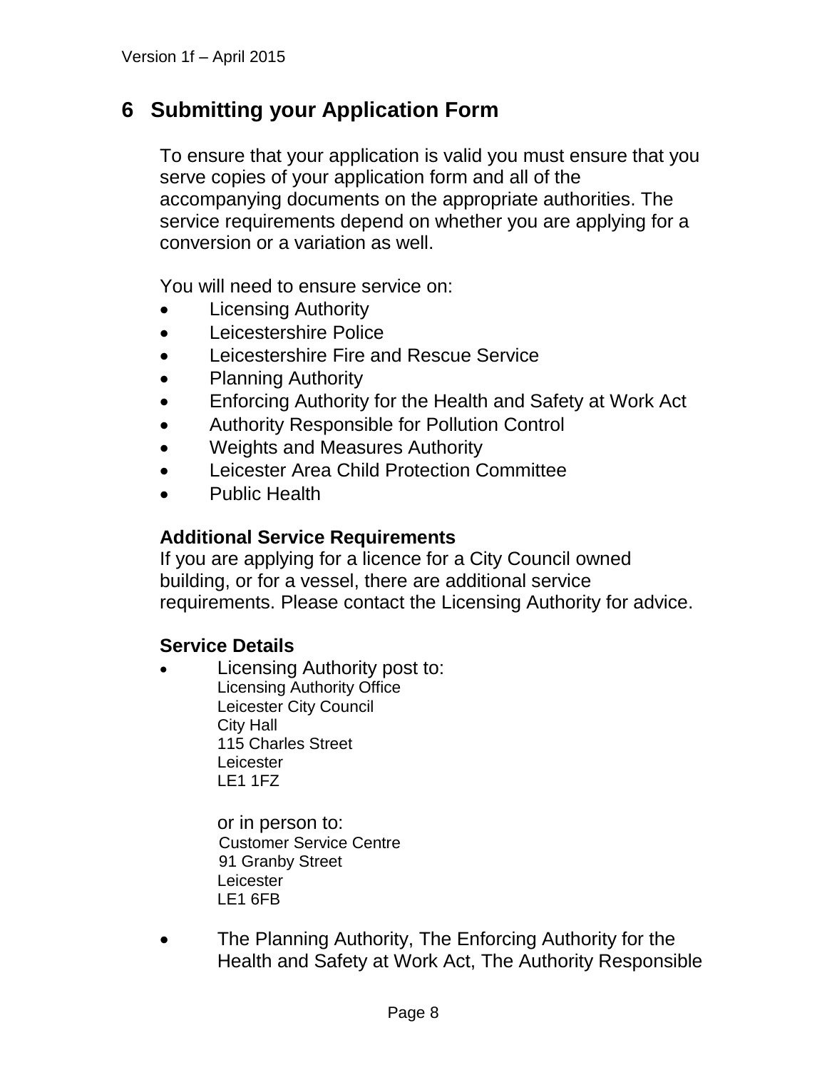## 6 Submitting your Application Form

To ensure that your application is valid you must ensure that you serve copies of your application form and all of the accompanying documents on the appropriate authorities. The service requirements depend on whether you are applying for a conversion or a variation as well.

You will need to ensure service on:

- Licensing Authority
- Leicestershire Police
- Leicestershire Fire and Rescue Service
- Planning Authority
- Enforcing Authority for the Health and Safety at Work Act
- Authority Responsible for Pollution Control
- Weights and Measures Authority
- Leicester Area Child Protection Committee
- Public Health

**Additional Service Requirements**

If you are applying for a licence for a City Council owned building, or for a vessel, there are additional service requirements. Please contact the Licensing Authority for advice.

**Service Details**

- Licensing Authority post to:
  Licensing Authority Office
  Leicester City Council
  City Hall
  115 Charles Street
  Leicester
  LE1 1FZ

  or in person to:
  Customer Service Centre
  91 Granby Street
  Leicester
  LE1 6FB

- The Planning Authority, The Enforcing Authority for the Health and Safety at Work Act, The Authority Responsible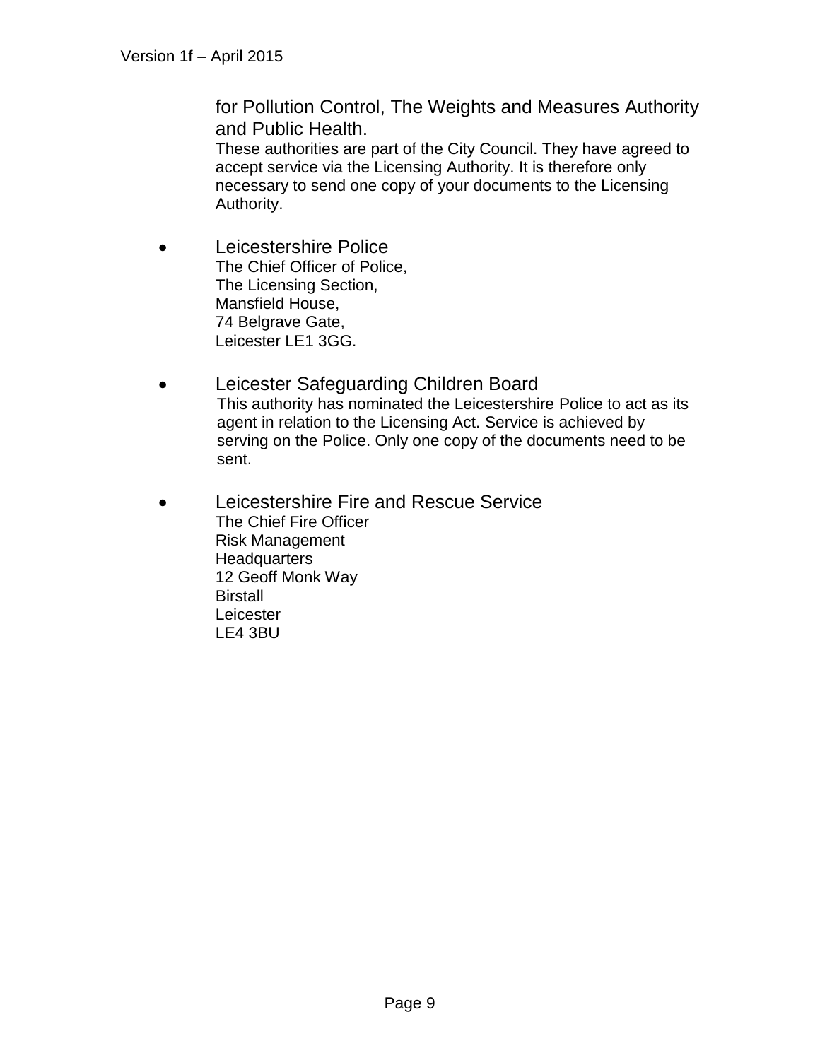for Pollution Control, The Weights and Measures Authority and Public Health.

These authorities are part of the City Council. They have agreed to accept service via the Licensing Authority. It is therefore only necessary to send one copy of your documents to the Licensing Authority.

- Leicestershire Police

  The Chief Officer of Police,
  The Licensing Section,
  Mansfield House,
  74 Belgrave Gate,
  Leicester LE1 3GG.

- Leicester Safeguarding Children Board

  This authority has nominated the Leicestershire Police to act as its agent in relation to the Licensing Act. Service is achieved by serving on the Police. Only one copy of the documents need to be sent.

- Leicestershire Fire and Rescue Service

  The Chief Fire Officer
  Risk Management
  Headquarters
  12 Geoff Monk Way
  Birstall
  Leicester
  LE4 3BU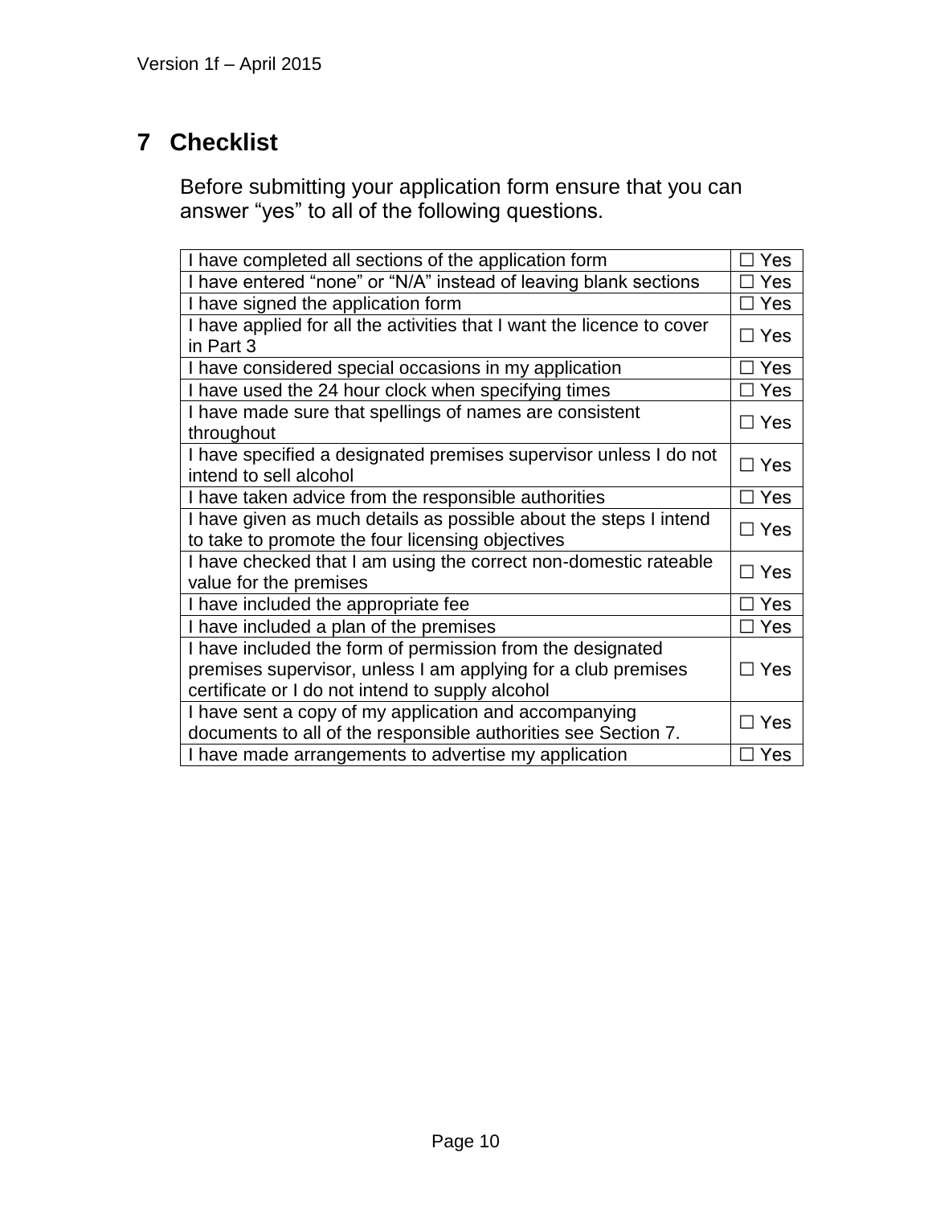## 7 Checklist

Before submitting your application form ensure that you can answer “yes” to all of the following questions.

| | |
|---|---|
| I have completed all sections of the application form | ☐ Yes |
| I have entered “none” or “N/A” instead of leaving blank sections | ☐ Yes |
| I have signed the application form | ☐ Yes |
| I have applied for all the activities that I want the licence to cover in Part 3 | ☐ Yes |
| I have considered special occasions in my application | ☐ Yes |
| I have used the 24 hour clock when specifying times | ☐ Yes |
| I have made sure that spellings of names are consistent throughout | ☐ Yes |
| I have specified a designated premises supervisor unless I do not intend to sell alcohol | ☐ Yes |
| I have taken advice from the responsible authorities | ☐ Yes |
| I have given as much details as possible about the steps I intend to take to promote the four licensing objectives | ☐ Yes |
| I have checked that I am using the correct non-domestic rateable value for the premises | ☐ Yes |
| I have included the appropriate fee | ☐ Yes |
| I have included a plan of the premises | ☐ Yes |
| I have included the form of permission from the designated premises supervisor, unless I am applying for a club premises certificate or I do not intend to supply alcohol | ☐ Yes |
| I have sent a copy of my application and accompanying documents to all of the responsible authorities see Section 7. | ☐ Yes |
| I have made arrangements to advertise my application | ☐ Yes |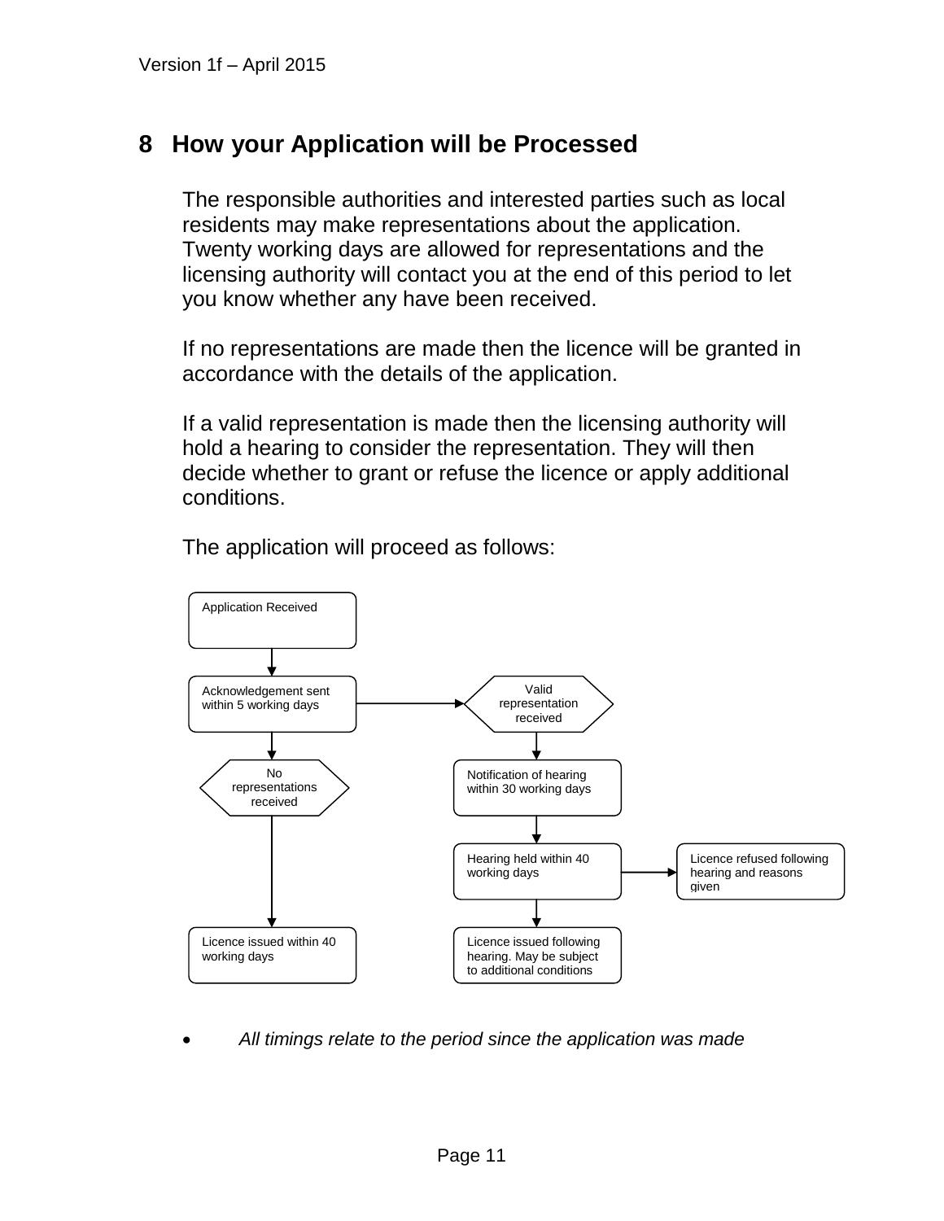## 8 How your Application will be Processed

The responsible authorities and interested parties such as local residents may make representations about the application. Twenty working days are allowed for representations and the licensing authority will contact you at the end of this period to let you know whether any have been received.

If no representations are made then the licence will be granted in accordance with the details of the application.

If a valid representation is made then the licensing authority will hold a hearing to consider the representation. They will then decide whether to grant or refuse the licence or apply additional conditions.

The application will proceed as follows:

Application Received

Acknowledgement sent within 5 working days

No representations received

Licence issued within 40 working days

Valid representation received

Notification of hearing within 30 working days

Hearing held within 40 working days

Licence refused following hearing and reasons given

Licence issued following hearing. May be subject to additional conditions

- *All timings relate to the period since the application was made*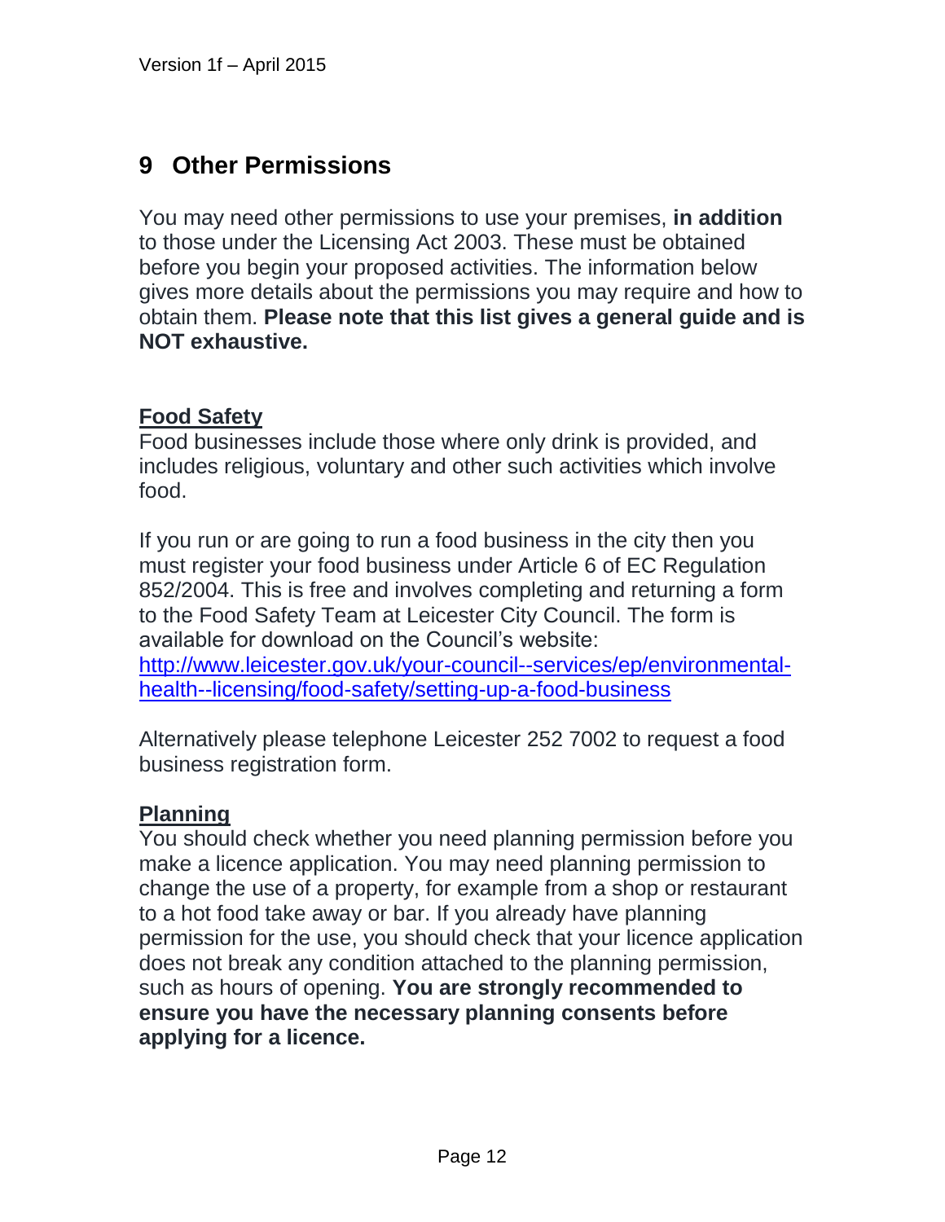## 9 Other Permissions

You may need other permissions to use your premises, **in addition** to those under the Licensing Act 2003. These must be obtained before you begin your proposed activities. The information below gives more details about the permissions you may require and how to obtain them. **Please note that this list gives a general guide and is NOT exhaustive.**

### Food Safety

Food businesses include those where only drink is provided, and includes religious, voluntary and other such activities which involve food.

If you run or are going to run a food business in the city then you must register your food business under Article 6 of EC Regulation 852/2004. This is free and involves completing and returning a form to the Food Safety Team at Leicester City Council. The form is available for download on the Council's website: [http://www.leicester.gov.uk/your-council--services/ep/environmental-health--licensing/food-safety/setting-up-a-food-business](http://www.leicester.gov.uk/your-council--services/ep/environmental-health--licensing/food-safety/setting-up-a-food-business)

Alternatively please telephone Leicester 252 7002 to request a food business registration form.

### Planning

You should check whether you need planning permission before you make a licence application. You may need planning permission to change the use of a property, for example from a shop or restaurant to a hot food take away or bar. If you already have planning permission for the use, you should check that your licence application does not break any condition attached to the planning permission, such as hours of opening. **You are strongly recommended to ensure you have the necessary planning consents before applying for a licence.**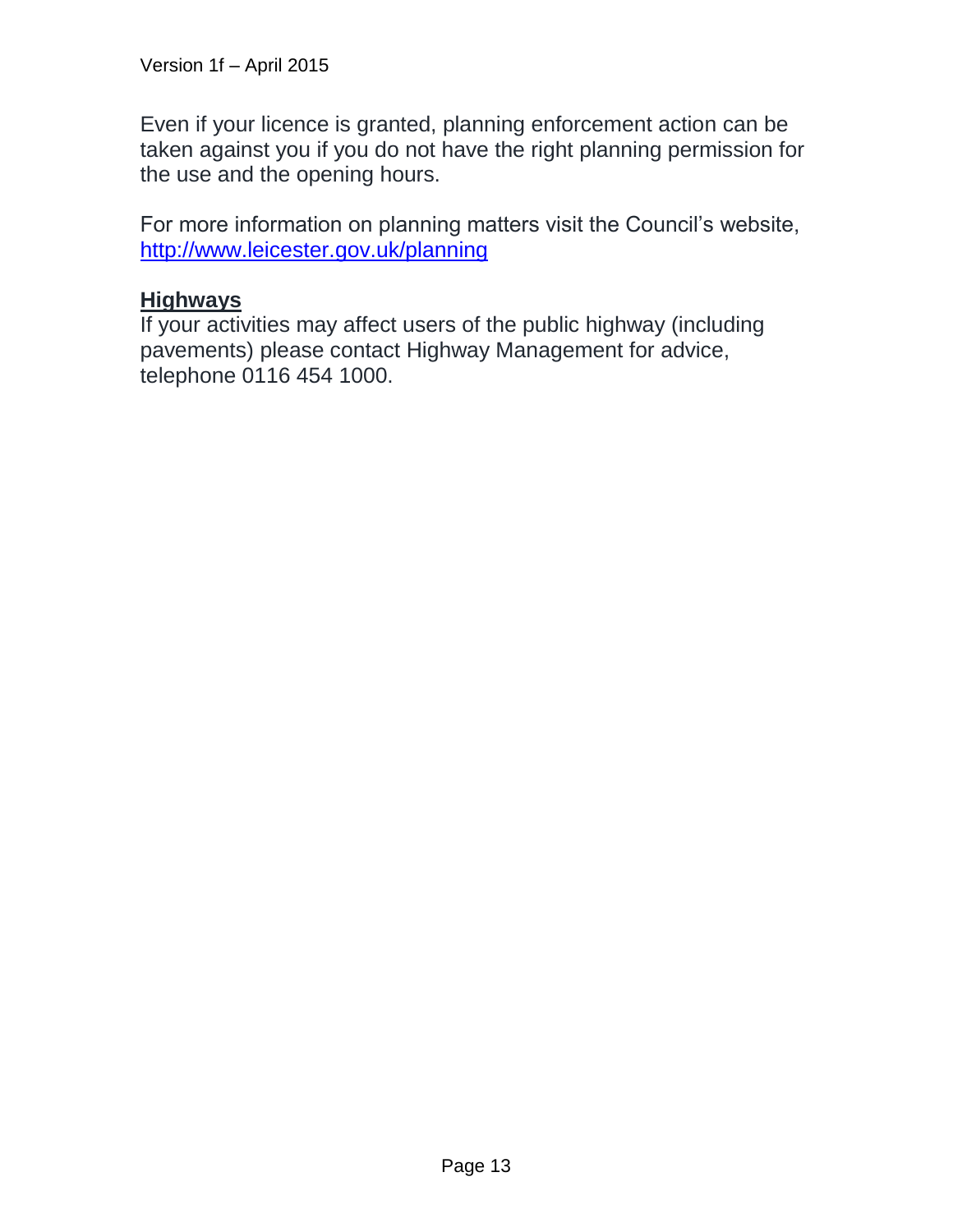Even if your licence is granted, planning enforcement action can be taken against you if you do not have the right planning permission for the use and the opening hours.

For more information on planning matters visit the Council's website, http://www.leicester.gov.uk/planning

**Highways**

If your activities may affect users of the public highway (including pavements) please contact Highway Management for advice, telephone 0116 454 1000.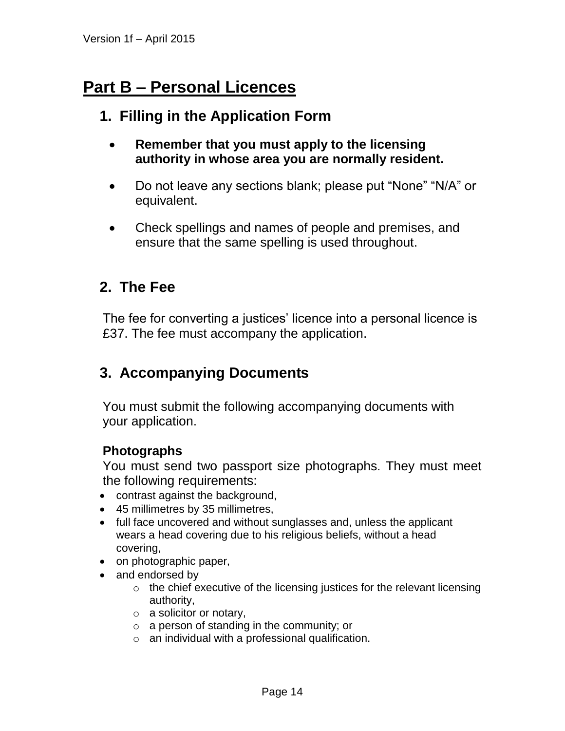# Part B – Personal Licences

## 1. Filling in the Application Form

- **Remember that you must apply to the licensing authority in whose area you are normally resident.**
- Do not leave any sections blank; please put "None" "N/A" or equivalent.
- Check spellings and names of people and premises, and ensure that the same spelling is used throughout.

## 2. The Fee

The fee for converting a justices' licence into a personal licence is £37. The fee must accompany the application.

## 3. Accompanying Documents

You must submit the following accompanying documents with your application.

### Photographs

You must send two passport size photographs. They must meet the following requirements:

- contrast against the background,
- 45 millimetres by 35 millimetres,
- full face uncovered and without sunglasses and, unless the applicant wears a head covering due to his religious beliefs, without a head covering,
- on photographic paper,
- and endorsed by
  - the chief executive of the licensing justices for the relevant licensing authority,
  - a solicitor or notary,
  - a person of standing in the community; or
  - an individual with a professional qualification.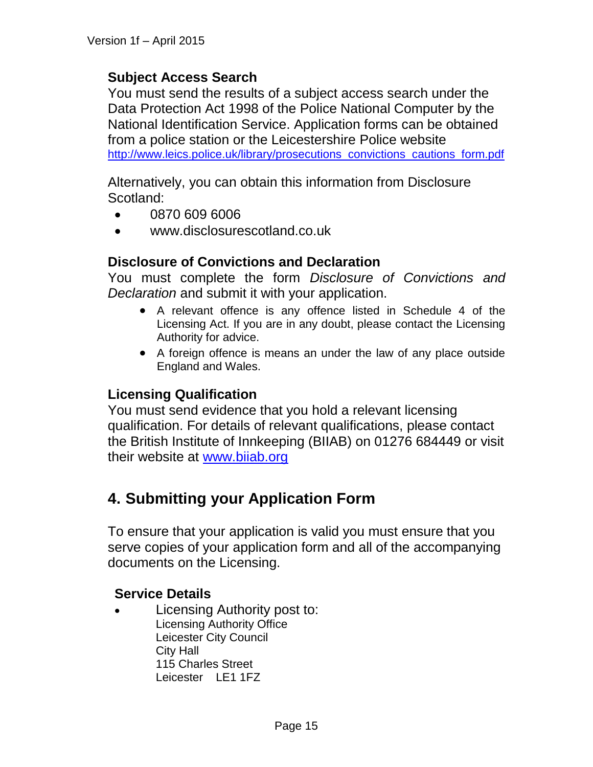### Subject Access Search

You must send the results of a subject access search under the Data Protection Act 1998 of the Police National Computer by the National Identification Service. Application forms can be obtained from a police station or the Leicestershire Police website http://www.leics.police.uk/library/prosecutions_convictions_cautions_form.pdf

Alternatively, you can obtain this information from Disclosure Scotland:

- 0870 609 6006
- www.disclosurescotland.co.uk

### Disclosure of Convictions and Declaration

You must complete the form *Disclosure of Convictions and Declaration* and submit it with your application.

- A relevant offence is any offence listed in Schedule 4 of the Licensing Act. If you are in any doubt, please contact the Licensing Authority for advice.
- A foreign offence is means an under the law of any place outside England and Wales.

### Licensing Qualification

You must send evidence that you hold a relevant licensing qualification. For details of relevant qualifications, please contact the British Institute of Innkeeping (BIIAB) on 01276 684449 or visit their website at www.biiab.org

## 4. Submitting your Application Form

To ensure that your application is valid you must ensure that you serve copies of your application form and all of the accompanying documents on the Licensing.

### Service Details

- Licensing Authority post to:
  Licensing Authority Office
  Leicester City Council
  City Hall
  115 Charles Street
  Leicester LE1 1FZ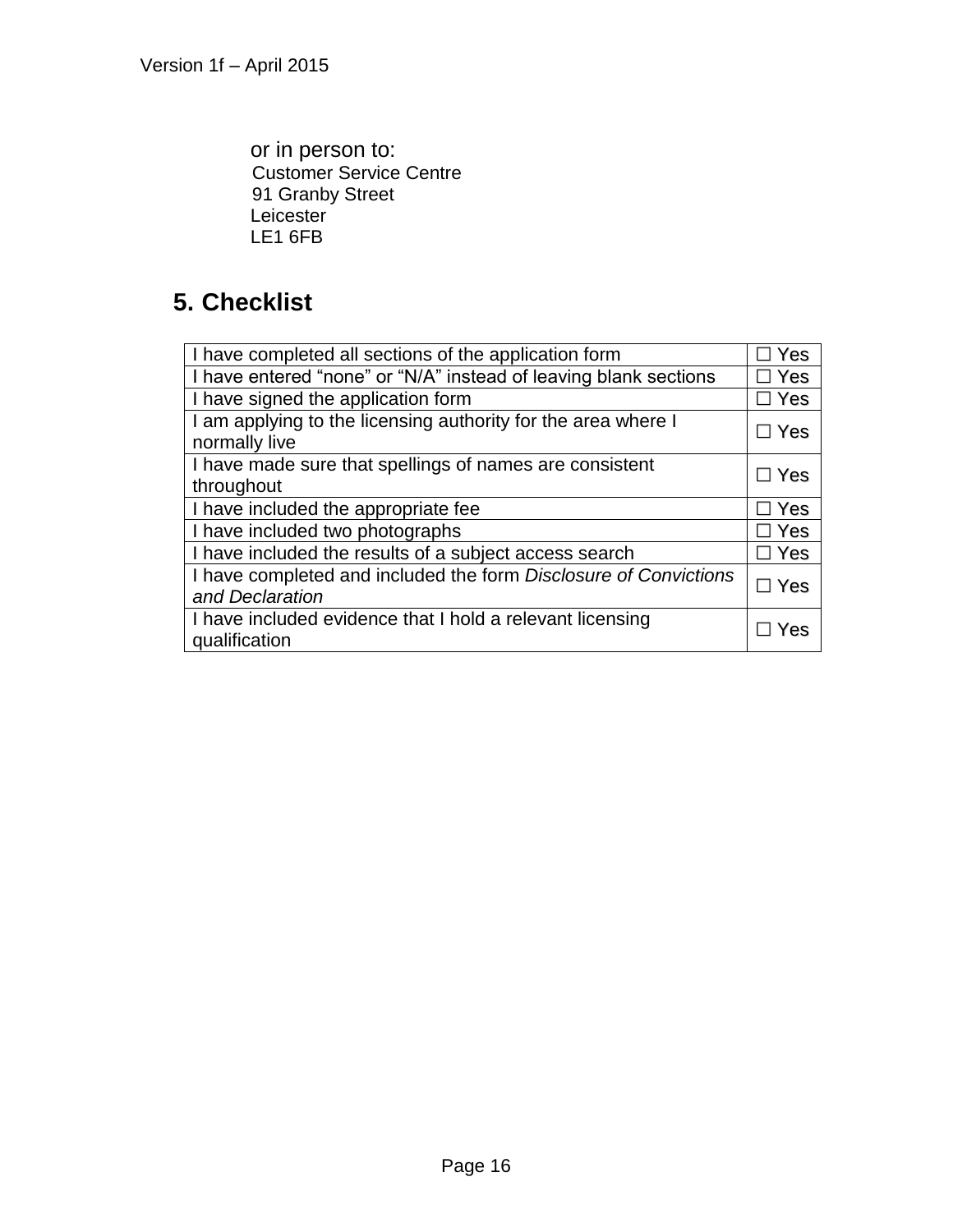or in person to:
Customer Service Centre
91 Granby Street
Leicester
LE1 6FB

## 5. Checklist

| | |
|---|---|
| I have completed all sections of the application form | ☐ Yes |
| I have entered “none” or “N/A” instead of leaving blank sections | ☐ Yes |
| I have signed the application form | ☐ Yes |
| I am applying to the licensing authority for the area where I normally live | ☐ Yes |
| I have made sure that spellings of names are consistent throughout | ☐ Yes |
| I have included the appropriate fee | ☐ Yes |
| I have included two photographs | ☐ Yes |
| I have included the results of a subject access search | ☐ Yes |
| I have completed and included the form *Disclosure of Convictions and Declaration* | ☐ Yes |
| I have included evidence that I hold a relevant licensing qualification | ☐ Yes |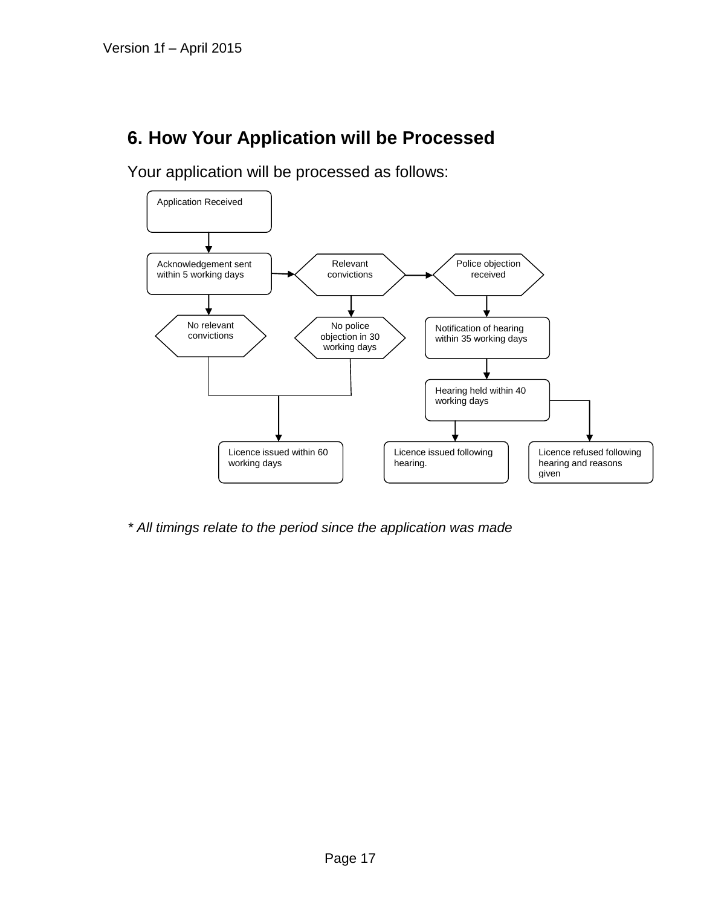## 6. How Your Application will be Processed

Your application will be processed as follows:

- Application Received
  - Acknowledgement sent within 5 working days
    - No relevant convictions → Licence issued within 60 working days
    - Relevant convictions
      - No police objection in 30 working days → Licence issued within 60 working days
      - Police objection received
        - Notification of hearing within 35 working days
          - Hearing held within 40 working days
            - Licence issued following hearing.
            - Licence refused following hearing and reasons given

*\* All timings relate to the period since the application was made*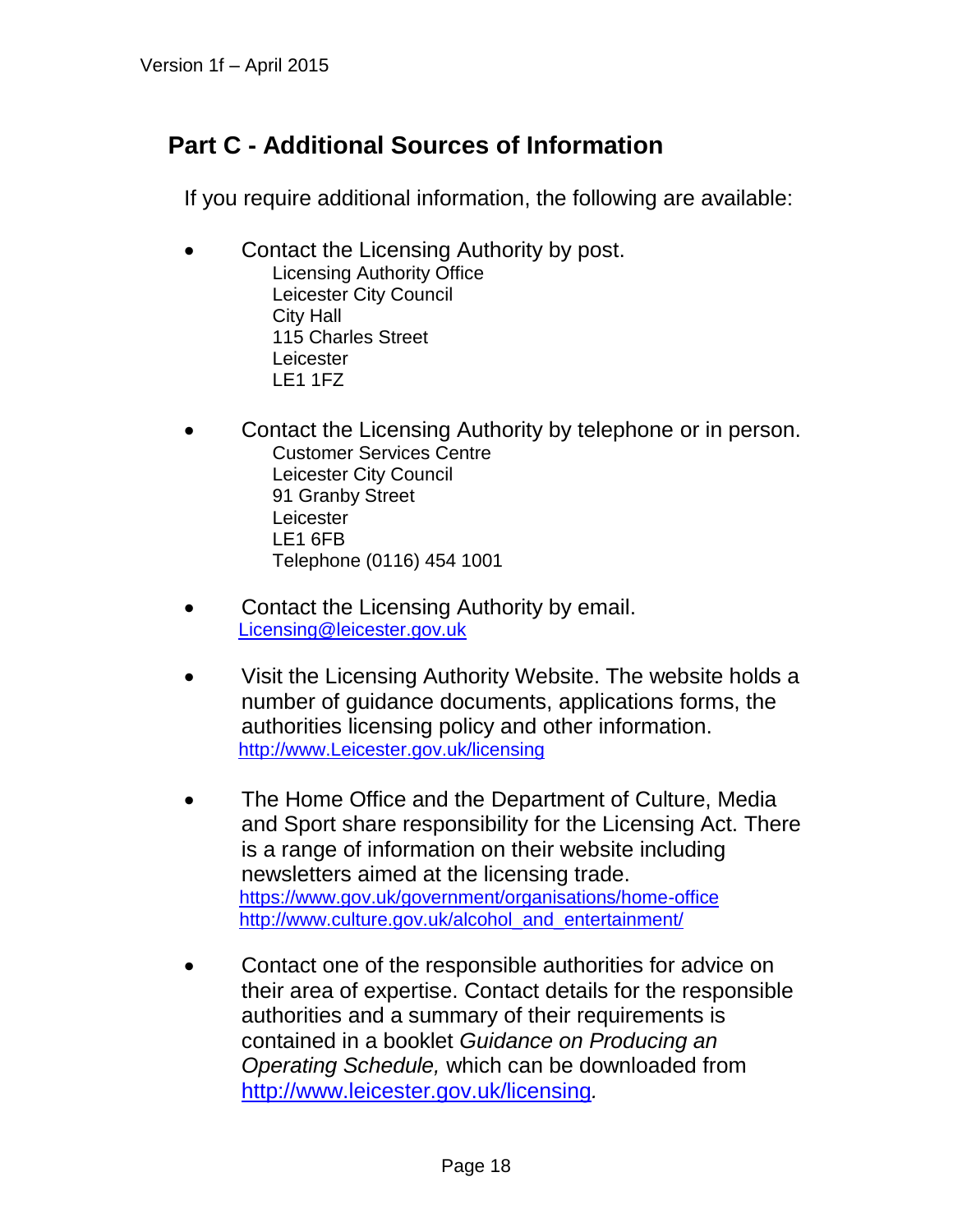## Part C - Additional Sources of Information

If you require additional information, the following are available:

- Contact the Licensing Authority by post.  
  Licensing Authority Office  
  Leicester City Council  
  City Hall  
  115 Charles Street  
  Leicester  
  LE1 1FZ

- Contact the Licensing Authority by telephone or in person.  
  Customer Services Centre  
  Leicester City Council  
  91 Granby Street  
  Leicester  
  LE1 6FB  
  Telephone (0116) 454 1001

- Contact the Licensing Authority by email.  
  Licensing@leicester.gov.uk

- Visit the Licensing Authority Website. The website holds a number of guidance documents, applications forms, the authorities licensing policy and other information.  
  http://www.Leicester.gov.uk/licensing

- The Home Office and the Department of Culture, Media and Sport share responsibility for the Licensing Act. There is a range of information on their website including newsletters aimed at the licensing trade.  
  https://www.gov.uk/government/organisations/home-office  
  http://www.culture.gov.uk/alcohol_and_entertainment/

- Contact one of the responsible authorities for advice on their area of expertise. Contact details for the responsible authorities and a summary of their requirements is contained in a booklet *Guidance on Producing an Operating Schedule,* which can be downloaded from http://www.leicester.gov.uk/licensing.